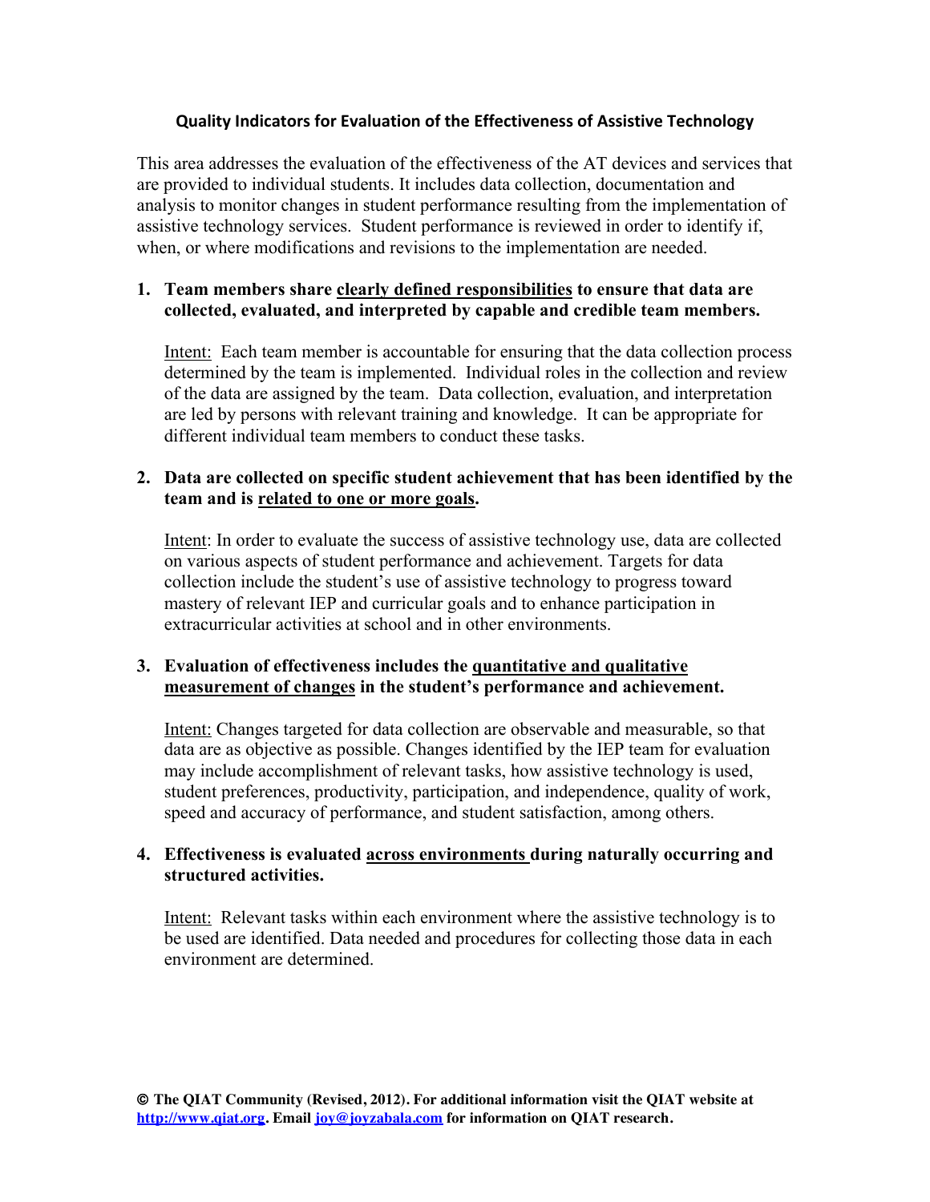## Quality Indicators for Evaluation of the Effectiveness of Assistive Technology

This area addresses the evaluation of the effectiveness of the AT devices and services that are provided to individual students. It includes data collection, documentation and analysis to monitor changes in student performance resulting from the implementation of assistive technology services. Student performance is reviewed in order to identify if, when, or where modifications and revisions to the implementation are needed.

1. **Team members share <u>clearly defined responsibilities</u> to ensure that data are collected, evaluated, and interpreted by capable and credible team members.**

   <u>Intent:</u> Each team member is accountable for ensuring that the data collection process determined by the team is implemented. Individual roles in the collection and review of the data are assigned by the team. Data collection, evaluation, and interpretation are led by persons with relevant training and knowledge. It can be appropriate for different individual team members to conduct these tasks.

2. **Data are collected on specific student achievement that has been identified by the team and is <u>related to one or more goals</u>.**

   <u>Intent</u>: In order to evaluate the success of assistive technology use, data are collected on various aspects of student performance and achievement. Targets for data collection include the student's use of assistive technology to progress toward mastery of relevant IEP and curricular goals and to enhance participation in extracurricular activities at school and in other environments.

3. **Evaluation of effectiveness includes the <u>quantitative and qualitative measurement of changes</u> in the student's performance and achievement.**

   <u>Intent:</u> Changes targeted for data collection are observable and measurable, so that data are as objective as possible. Changes identified by the IEP team for evaluation may include accomplishment of relevant tasks, how assistive technology is used, student preferences, productivity, participation, and independence, quality of work, speed and accuracy of performance, and student satisfaction, among others.

4. **Effectiveness is evaluated <u>across environments</u> during naturally occurring and structured activities.**

   <u>Intent:</u> Relevant tasks within each environment where the assistive technology is to be used are identified. Data needed and procedures for collecting those data in each environment are determined.

**© The QIAT Community (Revised, 2012). For additional information visit the QIAT website at [http://www.qiat.org](http://www.qiat.org). Email [joy@joyzabala.com](mailto:joy@joyzabala.com) for information on QIAT research.**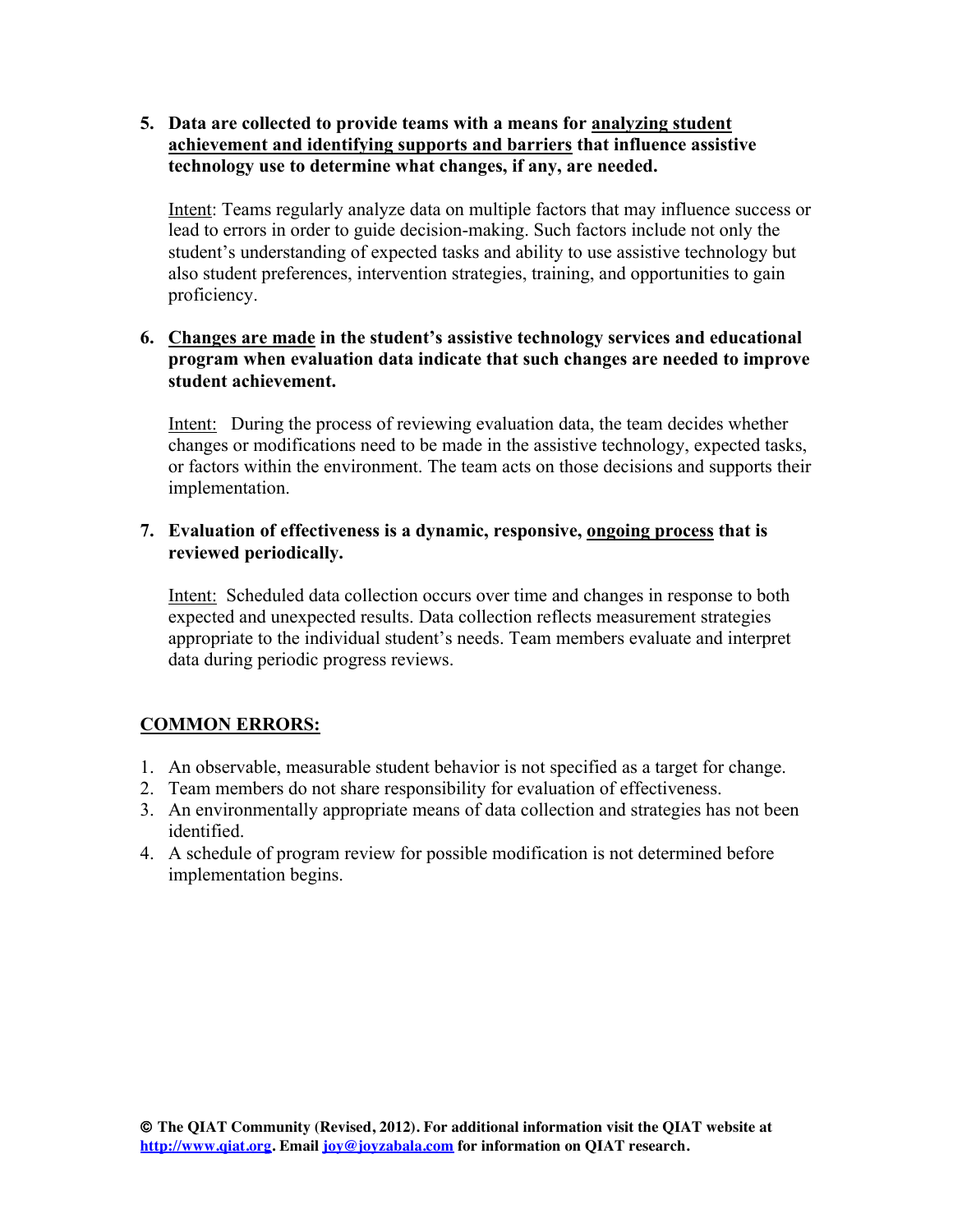5. **Data are collected to provide teams with a means for <u>analyzing student achievement and identifying supports and barriers</u> that influence assistive technology use to determine what changes, if any, are needed.**

   <u>Intent</u>: Teams regularly analyze data on multiple factors that may influence success or lead to errors in order to guide decision-making. Such factors include not only the student's understanding of expected tasks and ability to use assistive technology but also student preferences, intervention strategies, training, and opportunities to gain proficiency.

6. **<u>Changes are made</u> in the student's assistive technology services and educational program when evaluation data indicate that such changes are needed to improve student achievement.**

   <u>Intent:</u> During the process of reviewing evaluation data, the team decides whether changes or modifications need to be made in the assistive technology, expected tasks, or factors within the environment. The team acts on those decisions and supports their implementation.

7. **Evaluation of effectiveness is a dynamic, responsive, <u>ongoing process</u> that is reviewed periodically.**

   <u>Intent:</u> Scheduled data collection occurs over time and changes in response to both expected and unexpected results. Data collection reflects measurement strategies appropriate to the individual student's needs. Team members evaluate and interpret data during periodic progress reviews.

## <u>COMMON ERRORS:</u>

1. An observable, measurable student behavior is not specified as a target for change.
2. Team members do not share responsibility for evaluation of effectiveness.
3. An environmentally appropriate means of data collection and strategies has not been identified.
4. A schedule of program review for possible modification is not determined before implementation begins.

**© The QIAT Community (Revised, 2012). For additional information visit the QIAT website at [http://www.qiat.org](http://www.qiat.org). Email [joy@joyzabala.com](mailto:joy@joyzabala.com) for information on QIAT research.**